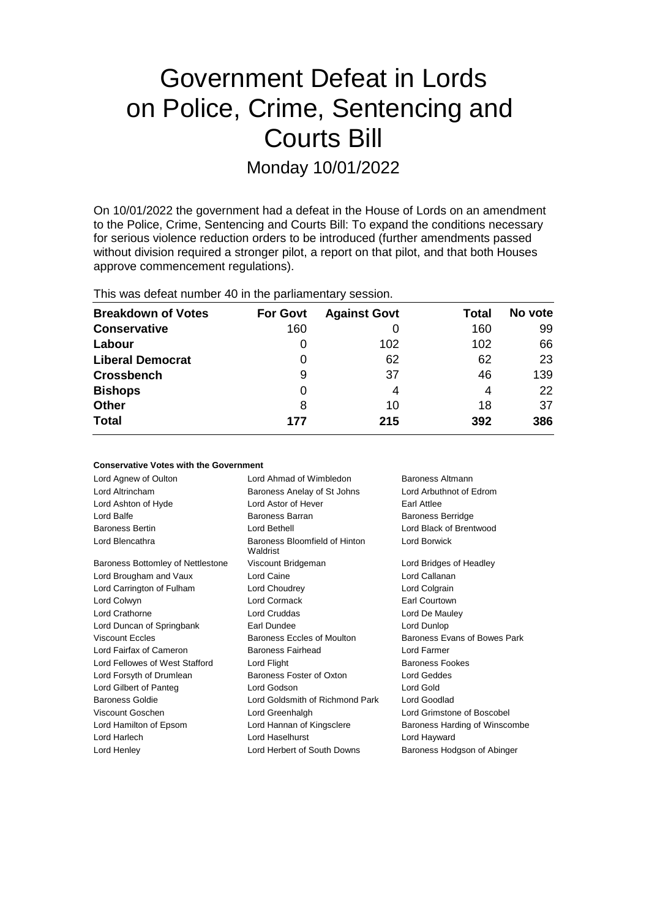# Government Defeat in Lords on Police, Crime, Sentencing and Courts Bill

Monday 10/01/2022

On 10/01/2022 the government had a defeat in the House of Lords on an amendment to the Police, Crime, Sentencing and Courts Bill: To expand the conditions necessary for serious violence reduction orders to be introduced (further amendments passed without division required a stronger pilot, a report on that pilot, and that both Houses approve commencement regulations).

This was defeat number 40 in the parliamentary session.

| Breakdown of Votes | For Govt | Against Govt | Total | No vote |
|---|---|---|---|---|
| **Conservative** | 160 | 0 | 160 | 99 |
| **Labour** | 0 | 102 | 102 | 66 |
| **Liberal Democrat** | 0 | 62 | 62 | 23 |
| **Crossbench** | 9 | 37 | 46 | 139 |
| **Bishops** | 0 | 4 | 4 | 22 |
| **Other** | 8 | 10 | 18 | 37 |
| **Total** | **177** | **215** | **392** | **386** |

#### Conservative Votes with the Government

| | | |
|---|---|---|
| Lord Agnew of Oulton | Lord Ahmad of Wimbledon | Baroness Altmann |
| Lord Altrincham | Baroness Anelay of St Johns | Lord Arbuthnot of Edrom |
| Lord Ashton of Hyde | Lord Astor of Hever | Earl Attlee |
| Lord Balfe | Baroness Barran | Baroness Berridge |
| Baroness Bertin | Lord Bethell | Lord Black of Brentwood |
| Lord Blencathra | Baroness Bloomfield of Hinton Waldrist | Lord Borwick |
| Baroness Bottomley of Nettlestone | Viscount Bridgeman | Lord Bridges of Headley |
| Lord Brougham and Vaux | Lord Caine | Lord Callanan |
| Lord Carrington of Fulham | Lord Choudrey | Lord Colgrain |
| Lord Colwyn | Lord Cormack | Earl Courtown |
| Lord Crathorne | Lord Cruddas | Lord De Mauley |
| Lord Duncan of Springbank | Earl Dundee | Lord Dunlop |
| Viscount Eccles | Baroness Eccles of Moulton | Baroness Evans of Bowes Park |
| Lord Fairfax of Cameron | Baroness Fairhead | Lord Farmer |
| Lord Fellowes of West Stafford | Lord Flight | Baroness Fookes |
| Lord Forsyth of Drumlean | Baroness Foster of Oxton | Lord Geddes |
| Lord Gilbert of Panteg | Lord Godson | Lord Gold |
| Baroness Goldie | Lord Goldsmith of Richmond Park | Lord Goodlad |
| Viscount Goschen | Lord Greenhalgh | Lord Grimstone of Boscobel |
| Lord Hamilton of Epsom | Lord Hannan of Kingsclere | Baroness Harding of Winscombe |
| Lord Harlech | Lord Haselhurst | Lord Hayward |
| Lord Henley | Lord Herbert of South Downs | Baroness Hodgson of Abinger |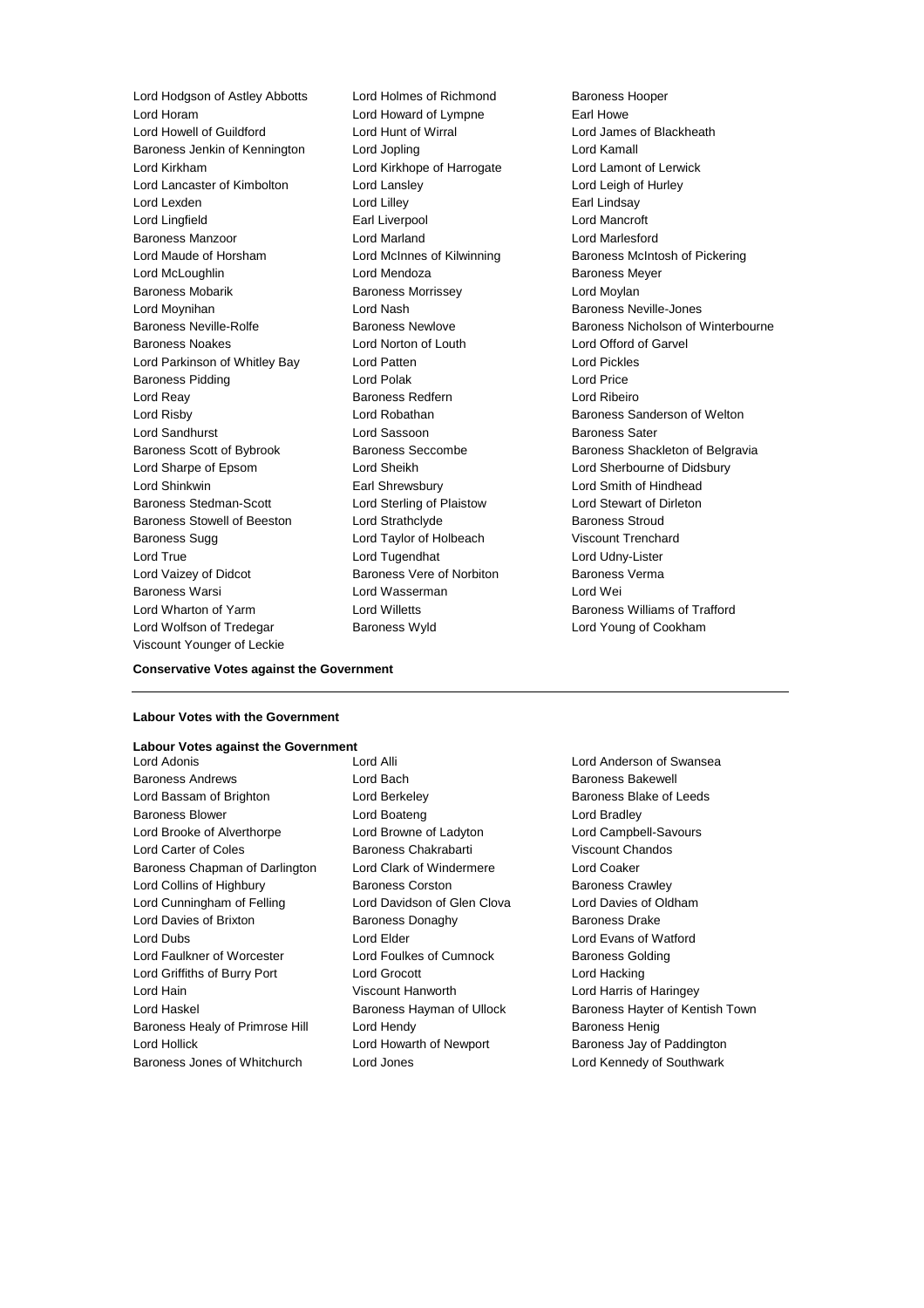Lord Hodgson of Astley Abbotts
Lord Holmes of Richmond
Baroness Hooper
Lord Horam
Lord Howard of Lympne
Earl Howe
Lord Howell of Guildford
Lord Hunt of Wirral
Lord James of Blackheath
Baroness Jenkin of Kennington
Lord Jopling
Lord Kamall
Lord Kirkham
Lord Kirkhope of Harrogate
Lord Lamont of Lerwick
Lord Lancaster of Kimbolton
Lord Lansley
Lord Leigh of Hurley
Lord Lexden
Lord Lilley
Earl Lindsay
Lord Lingfield
Earl Liverpool
Lord Mancroft
Baroness Manzoor
Lord Marland
Lord Marlesford
Lord Maude of Horsham
Lord McInnes of Kilwinning
Baroness McIntosh of Pickering
Lord McLoughlin
Lord Mendoza
Baroness Meyer
Baroness Mobarik
Baroness Morrissey
Lord Moylan
Lord Moynihan
Lord Nash
Baroness Neville-Jones
Baroness Neville-Rolfe
Baroness Newlove
Baroness Nicholson of Winterbourne
Baroness Noakes
Lord Norton of Louth
Lord Offord of Garvel
Lord Parkinson of Whitley Bay
Lord Patten
Lord Pickles
Baroness Pidding
Lord Polak
Lord Price
Lord Reay
Baroness Redfern
Lord Ribeiro
Lord Risby
Lord Robathan
Baroness Sanderson of Welton
Lord Sandhurst
Lord Sassoon
Baroness Sater
Baroness Scott of Bybrook
Baroness Seccombe
Baroness Shackleton of Belgravia
Lord Sharpe of Epsom
Lord Sheikh
Lord Sherbourne of Didsbury
Lord Shinkwin
Earl Shrewsbury
Lord Smith of Hindhead
Baroness Stedman-Scott
Lord Sterling of Plaistow
Lord Stewart of Dirleton
Baroness Stowell of Beeston
Lord Strathclyde
Baroness Stroud
Baroness Sugg
Lord Taylor of Holbeach
Viscount Trenchard
Lord True
Lord Tugendhat
Lord Udny-Lister
Lord Vaizey of Didcot
Baroness Vere of Norbiton
Baroness Verma
Baroness Warsi
Lord Wasserman
Lord Wei
Lord Wharton of Yarm
Lord Willetts
Baroness Williams of Trafford
Lord Wolfson of Tredegar
Baroness Wyld
Lord Young of Cookham
Viscount Younger of Leckie

**Conservative Votes against the Government**

---

**Labour Votes with the Government**

**Labour Votes against the Government**

Lord Adonis
Lord Alli
Lord Anderson of Swansea
Baroness Andrews
Lord Bach
Baroness Bakewell
Lord Bassam of Brighton
Lord Berkeley
Baroness Blake of Leeds
Baroness Blower
Lord Boateng
Lord Bradley
Lord Brooke of Alverthorpe
Lord Browne of Ladyton
Lord Campbell-Savours
Lord Carter of Coles
Baroness Chakrabarti
Viscount Chandos
Baroness Chapman of Darlington
Lord Clark of Windermere
Lord Coaker
Lord Collins of Highbury
Baroness Corston
Baroness Crawley
Lord Cunningham of Felling
Lord Davidson of Glen Clova
Lord Davies of Oldham
Lord Davies of Brixton
Baroness Donaghy
Baroness Drake
Lord Dubs
Lord Elder
Lord Evans of Watford
Lord Faulkner of Worcester
Lord Foulkes of Cumnock
Baroness Golding
Lord Griffiths of Burry Port
Lord Grocott
Lord Hacking
Lord Hain
Viscount Hanworth
Lord Harris of Haringey
Lord Haskel
Baroness Hayman of Ullock
Baroness Hayter of Kentish Town
Baroness Healy of Primrose Hill
Lord Hendy
Baroness Henig
Lord Hollick
Lord Howarth of Newport
Baroness Jay of Paddington
Baroness Jones of Whitchurch
Lord Jones
Lord Kennedy of Southwark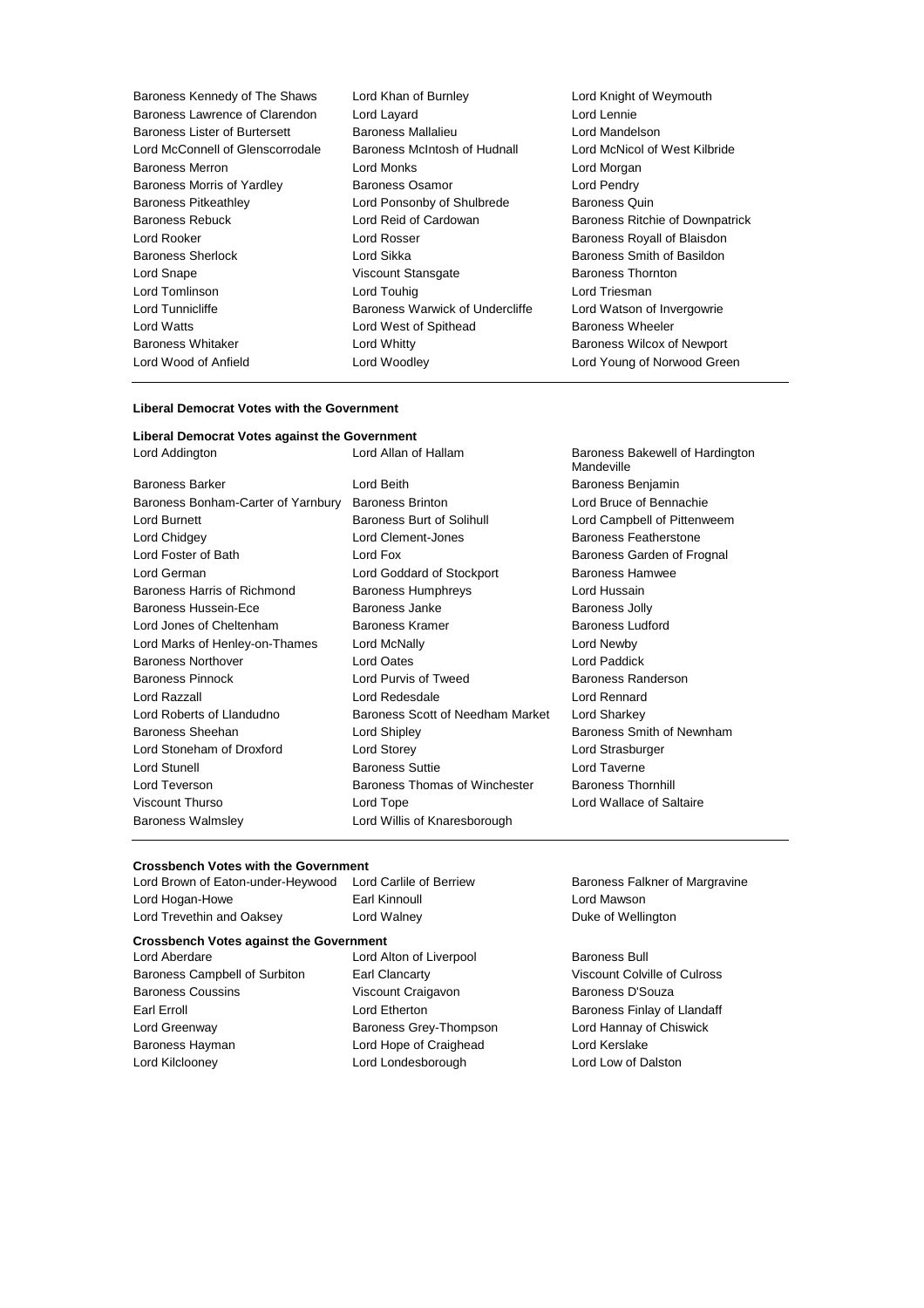Baroness Kennedy of The Shaws
Lord Khan of Burnley
Lord Knight of Weymouth
Baroness Lawrence of Clarendon
Lord Layard
Lord Lennie
Baroness Lister of Burtersett
Baroness Mallalieu
Lord Mandelson
Lord McConnell of Glenscorrodale
Baroness McIntosh of Hudnall
Lord McNicol of West Kilbride
Baroness Merron
Lord Monks
Lord Morgan
Baroness Morris of Yardley
Baroness Osamor
Lord Pendry
Baroness Pitkeathley
Lord Ponsonby of Shulbrede
Baroness Quin
Baroness Rebuck
Lord Reid of Cardowan
Baroness Ritchie of Downpatrick
Lord Rooker
Lord Rosser
Baroness Royall of Blaisdon
Baroness Sherlock
Lord Sikka
Baroness Smith of Basildon
Lord Snape
Viscount Stansgate
Baroness Thornton
Lord Tomlinson
Lord Touhig
Lord Triesman
Lord Tunnicliffe
Baroness Warwick of Undercliffe
Lord Watson of Invergowrie
Lord Watts
Lord West of Spithead
Baroness Wheeler
Baroness Whitaker
Lord Whitty
Baroness Wilcox of Newport
Lord Wood of Anfield
Lord Woodley
Lord Young of Norwood Green

### Liberal Democrat Votes with the Government

### Liberal Democrat Votes against the Government

Lord Addington
Lord Allan of Hallam
Baroness Bakewell of Hardington Mandeville
Baroness Barker
Lord Beith
Baroness Benjamin
Baroness Bonham-Carter of Yarnbury
Baroness Brinton
Lord Bruce of Bennachie
Lord Burnett
Baroness Burt of Solihull
Lord Campbell of Pittenweem
Lord Chidgey
Lord Clement-Jones
Baroness Featherstone
Lord Foster of Bath
Lord Fox
Baroness Garden of Frognal
Lord German
Lord Goddard of Stockport
Baroness Hamwee
Baroness Harris of Richmond
Baroness Humphreys
Lord Hussain
Baroness Hussein-Ece
Baroness Janke
Baroness Jolly
Lord Jones of Cheltenham
Baroness Kramer
Baroness Ludford
Lord Marks of Henley-on-Thames
Lord McNally
Lord Newby
Baroness Northover
Lord Oates
Lord Paddick
Baroness Pinnock
Lord Purvis of Tweed
Baroness Randerson
Lord Razzall
Lord Redesdale
Lord Rennard
Lord Roberts of Llandudno
Baroness Scott of Needham Market
Lord Sharkey
Baroness Sheehan
Lord Shipley
Baroness Smith of Newnham
Lord Stoneham of Droxford
Lord Storey
Lord Strasburger
Lord Stunell
Baroness Suttie
Lord Taverne
Lord Teverson
Baroness Thomas of Winchester
Baroness Thornhill
Viscount Thurso
Lord Tope
Lord Wallace of Saltaire
Baroness Walmsley
Lord Willis of Knaresborough

### Crossbench Votes with the Government

Lord Brown of Eaton-under-Heywood
Lord Carlile of Berriew
Baroness Falkner of Margravine
Lord Hogan-Howe
Earl Kinnoull
Lord Mawson
Lord Trevethin and Oaksey
Lord Walney
Duke of Wellington

### Crossbench Votes against the Government

Lord Aberdare
Lord Alton of Liverpool
Baroness Bull
Baroness Campbell of Surbiton
Earl Clancarty
Viscount Colville of Culross
Baroness Coussins
Viscount Craigavon
Baroness D'Souza
Earl Erroll
Lord Etherton
Baroness Finlay of Llandaff
Lord Greenway
Baroness Grey-Thompson
Lord Hannay of Chiswick
Baroness Hayman
Lord Hope of Craighead
Lord Kerslake
Lord Kilclooney
Lord Londesborough
Lord Low of Dalston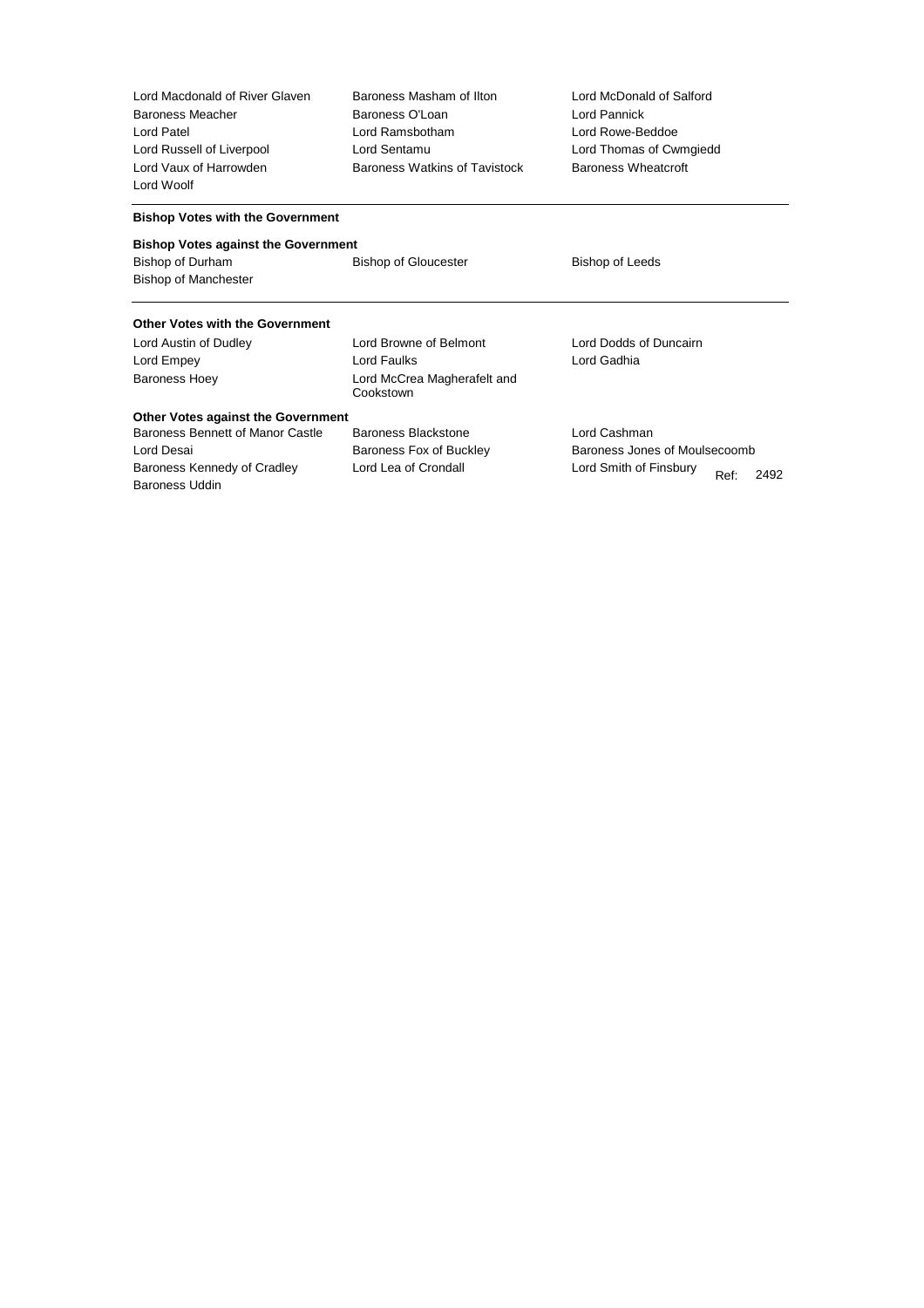Lord Macdonald of River Glaven
Baroness Masham of Ilton
Lord McDonald of Salford
Baroness Meacher
Baroness O'Loan
Lord Pannick
Lord Patel
Lord Ramsbotham
Lord Rowe-Beddoe
Lord Russell of Liverpool
Lord Sentamu
Lord Thomas of Cwmgiedd
Lord Vaux of Harrowden
Baroness Watkins of Tavistock
Baroness Wheatcroft
Lord Woolf

---

**Bishop Votes with the Government**

**Bishop Votes against the Government**

Bishop of Durham
Bishop of Gloucester
Bishop of Leeds
Bishop of Manchester

---

**Other Votes with the Government**

Lord Austin of Dudley
Lord Browne of Belmont
Lord Dodds of Duncairn
Lord Empey
Lord Faulks
Lord Gadhia
Baroness Hoey
Lord McCrea Magherafelt and Cookstown

**Other Votes against the Government**

Baroness Bennett of Manor Castle
Baroness Blackstone
Lord Cashman
Lord Desai
Baroness Fox of Buckley
Baroness Jones of Moulsecoomb
Baroness Kennedy of Cradley
Lord Lea of Crondall
Lord Smith of Finsbury
Baroness Uddin

Ref: 2492